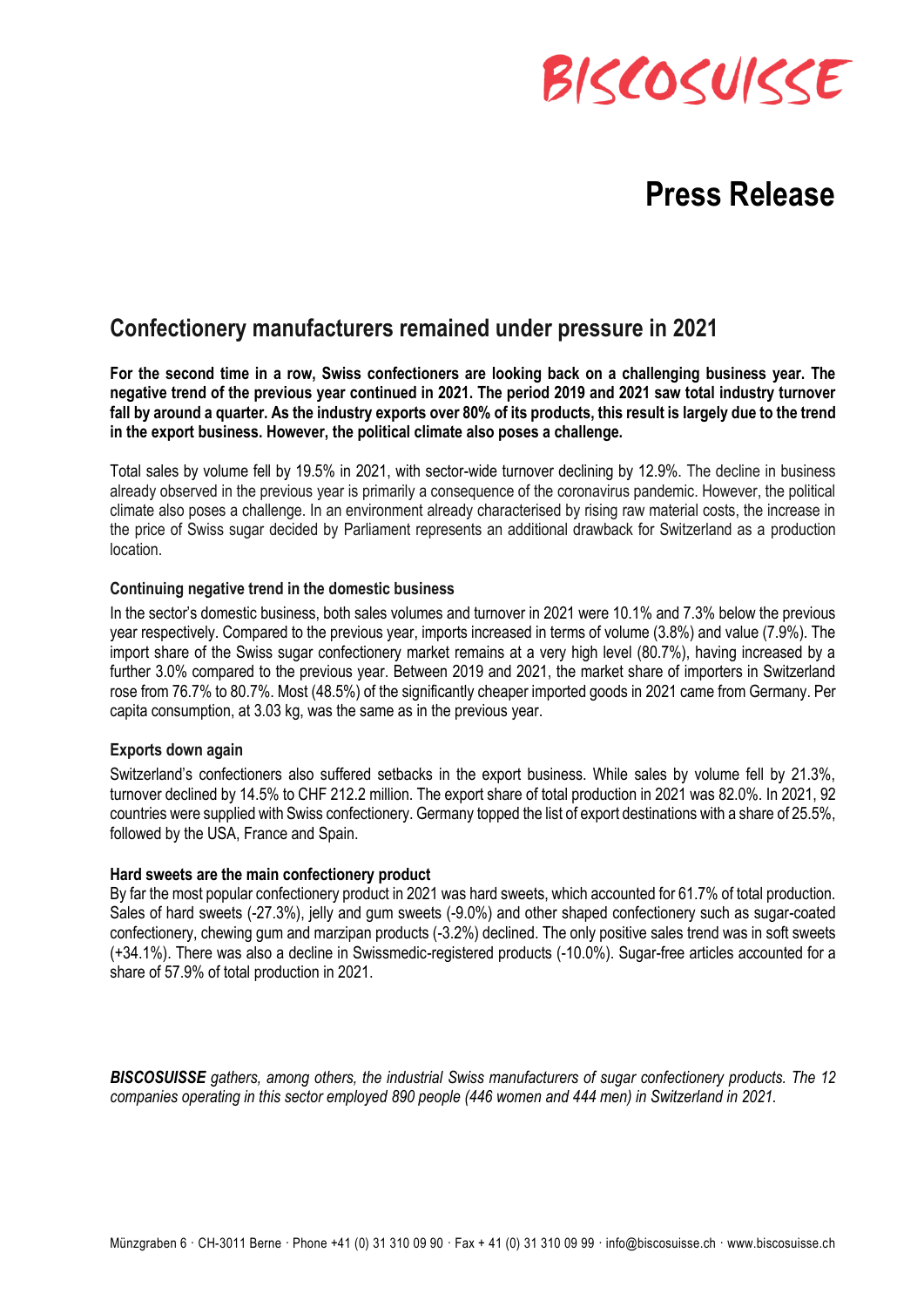BISCOSUISSE

# Press Release

## Confectionery manufacturers remained under pressure in 2021

**For the second time in a row, Swiss confectioners are looking back on a challenging business year. The negative trend of the previous year continued in 2021. The period 2019 and 2021 saw total industry turnover fall by around a quarter. As the industry exports over 80% of its products, this result is largely due to the trend in the export business. However, the political climate also poses a challenge.**

Total sales by volume fell by 19.5% in 2021, with sector-wide turnover declining by 12.9%. The decline in business already observed in the previous year is primarily a consequence of the coronavirus pandemic. However, the political climate also poses a challenge. In an environment already characterised by rising raw material costs, the increase in the price of Swiss sugar decided by Parliament represents an additional drawback for Switzerland as a production location.

### Continuing negative trend in the domestic business

In the sector's domestic business, both sales volumes and turnover in 2021 were 10.1% and 7.3% below the previous year respectively. Compared to the previous year, imports increased in terms of volume (3.8%) and value (7.9%). The import share of the Swiss sugar confectionery market remains at a very high level (80.7%), having increased by a further 3.0% compared to the previous year. Between 2019 and 2021, the market share of importers in Switzerland rose from 76.7% to 80.7%. Most (48.5%) of the significantly cheaper imported goods in 2021 came from Germany. Per capita consumption, at 3.03 kg, was the same as in the previous year.

### Exports down again

Switzerland's confectioners also suffered setbacks in the export business. While sales by volume fell by 21.3%, turnover declined by 14.5% to CHF 212.2 million. The export share of total production in 2021 was 82.0%. In 2021, 92 countries were supplied with Swiss confectionery. Germany topped the list of export destinations with a share of 25.5%, followed by the USA, France and Spain.

### Hard sweets are the main confectionery product

By far the most popular confectionery product in 2021 was hard sweets, which accounted for 61.7% of total production. Sales of hard sweets (-27.3%), jelly and gum sweets (-9.0%) and other shaped confectionery such as sugar-coated confectionery, chewing gum and marzipan products (-3.2%) declined. The only positive sales trend was in soft sweets (+34.1%). There was also a decline in Swissmedic-registered products (-10.0%). Sugar-free articles accounted for a share of 57.9% of total production in 2021.

***BISCOSUISSE*** *gathers, among others, the industrial Swiss manufacturers of sugar confectionery products. The 12 companies operating in this sector employed 890 people (446 women and 444 men) in Switzerland in 2021.*

Münzgraben 6 · CH-3011 Berne · Phone +41 (0) 31 310 09 90 · Fax + 41 (0) 31 310 09 99 · info@biscosuisse.ch · www.biscosuisse.ch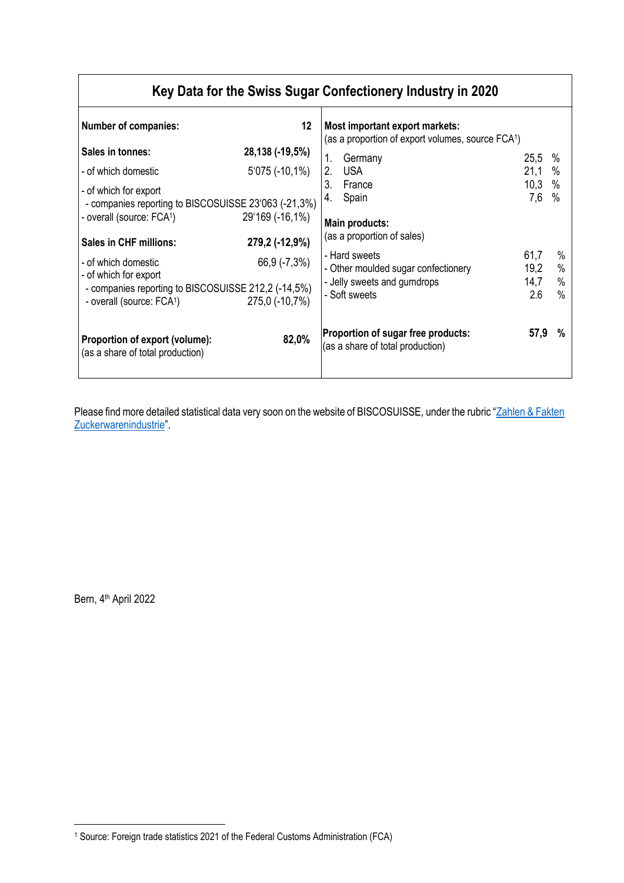## Key Data for the Swiss Sugar Confectionery Industry in 2020

| | |
|---|---|
| **Number of companies:** | **12** |
| **Sales in tonnes:** | **28,138 (-19,5%)** |
| - of which domestic | 5'075 (-10,1%) |
| - of which for export | |
| - companies reporting to BISCOSUISSE | 23'063 (-21,3%) |
| - overall (source: FCA[1]) | 29'169 (-16,1%) |
| **Sales in CHF millions:** | **279,2 (-12,9%)** |
| - of which domestic | 66,9 (-7,3%) |
| - of which for export | |
| - companies reporting to BISCOSUISSE | 212,2 (-14,5%) |
| - overall (source: FCA[1]) | 275,0 (-10,7%) |
| **Proportion of export (volume):** (as a share of total production) | **82,0%** |

**Most important export markets:**
(as a proportion of export volumes, source FCA[1])

| | |
|---|---|
| 1. Germany | 25,5 % |
| 2. USA | 21,1 % |
| 3. France | 10,3 % |
| 4. Spain | 7,6 % |

**Main products:**
(as a proportion of sales)

| | |
|---|---|
| - Hard sweets | 61,7 % |
| - Other moulded sugar confectionery | 19,2 % |
| - Jelly sweets and gumdrops | 14,7 % |
| - Soft sweets | 2.6 % |

**Proportion of sugar free products:** (as a share of total production) **57,9 %**

Please find more detailed statistical data very soon on the website of BISCOSUISSE, under the rubric "Zahlen & Fakten Zuckerwarenindustrie".

Bern, 4th April 2022

[1] Source: Foreign trade statistics 2021 of the Federal Customs Administration (FCA)